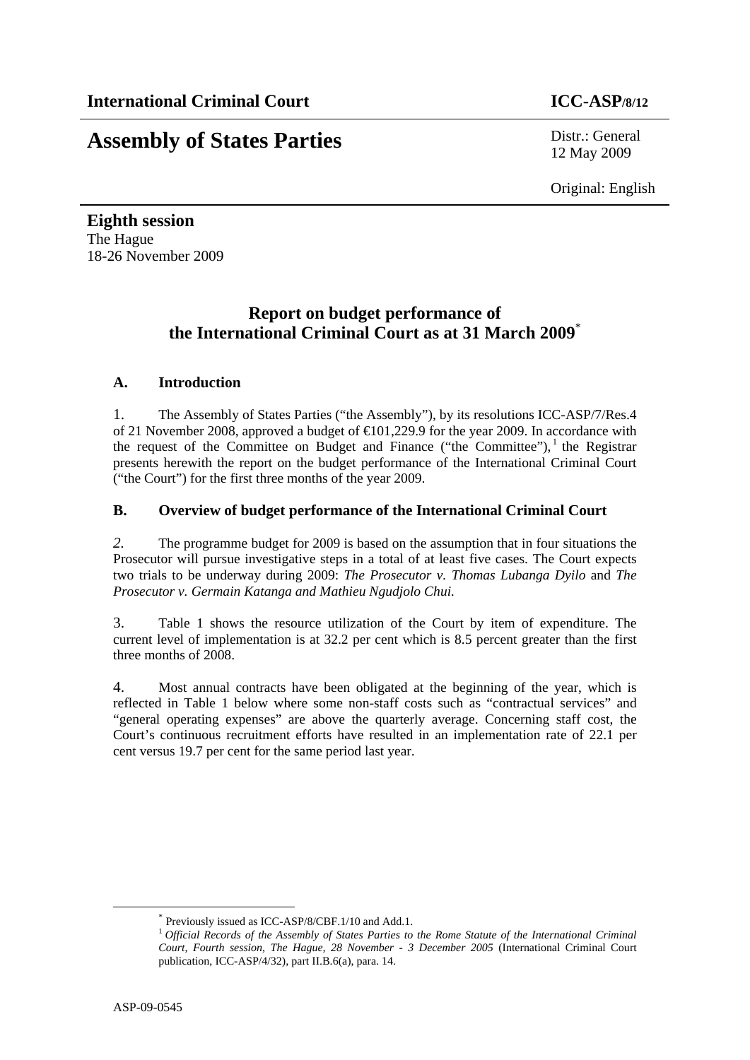**International Criminal Court** **ICC-ASP/8/12**

# Assembly of States Parties

Distr.: General
12 May 2009

Original: English

**Eighth session**
The Hague
18-26 November 2009

## Report on budget performance of the International Criminal Court as at 31 March 2009*

### A. Introduction

1. The Assembly of States Parties ("the Assembly"), by its resolutions ICC-ASP/7/Res.4 of 21 November 2008, approved a budget of €101,229.9 for the year 2009. In accordance with the request of the Committee on Budget and Finance ("the Committee"),[1] the Registrar presents herewith the report on the budget performance of the International Criminal Court ("the Court") for the first three months of the year 2009.

### B. Overview of budget performance of the International Criminal Court

*2.* The programme budget for 2009 is based on the assumption that in four situations the Prosecutor will pursue investigative steps in a total of at least five cases. The Court expects two trials to be underway during 2009: *The Prosecutor v. Thomas Lubanga Dyilo* and *The Prosecutor v. Germain Katanga and Mathieu Ngudjolo Chui.*

3. Table 1 shows the resource utilization of the Court by item of expenditure. The current level of implementation is at 32.2 per cent which is 8.5 percent greater than the first three months of 2008.

4. Most annual contracts have been obligated at the beginning of the year, which is reflected in Table 1 below where some non-staff costs such as "contractual services" and "general operating expenses" are above the quarterly average. Concerning staff cost, the Court's continuous recruitment efforts have resulted in an implementation rate of 22.1 per cent versus 19.7 per cent for the same period last year.

---

\* Previously issued as ICC-ASP/8/CBF.1/10 and Add.1.

[1] *Official Records of the Assembly of States Parties to the Rome Statute of the International Criminal Court, Fourth session, The Hague, 28 November - 3 December 2005* (International Criminal Court publication, ICC-ASP/4/32), part II.B.6(a), para. 14.

ASP-09-0545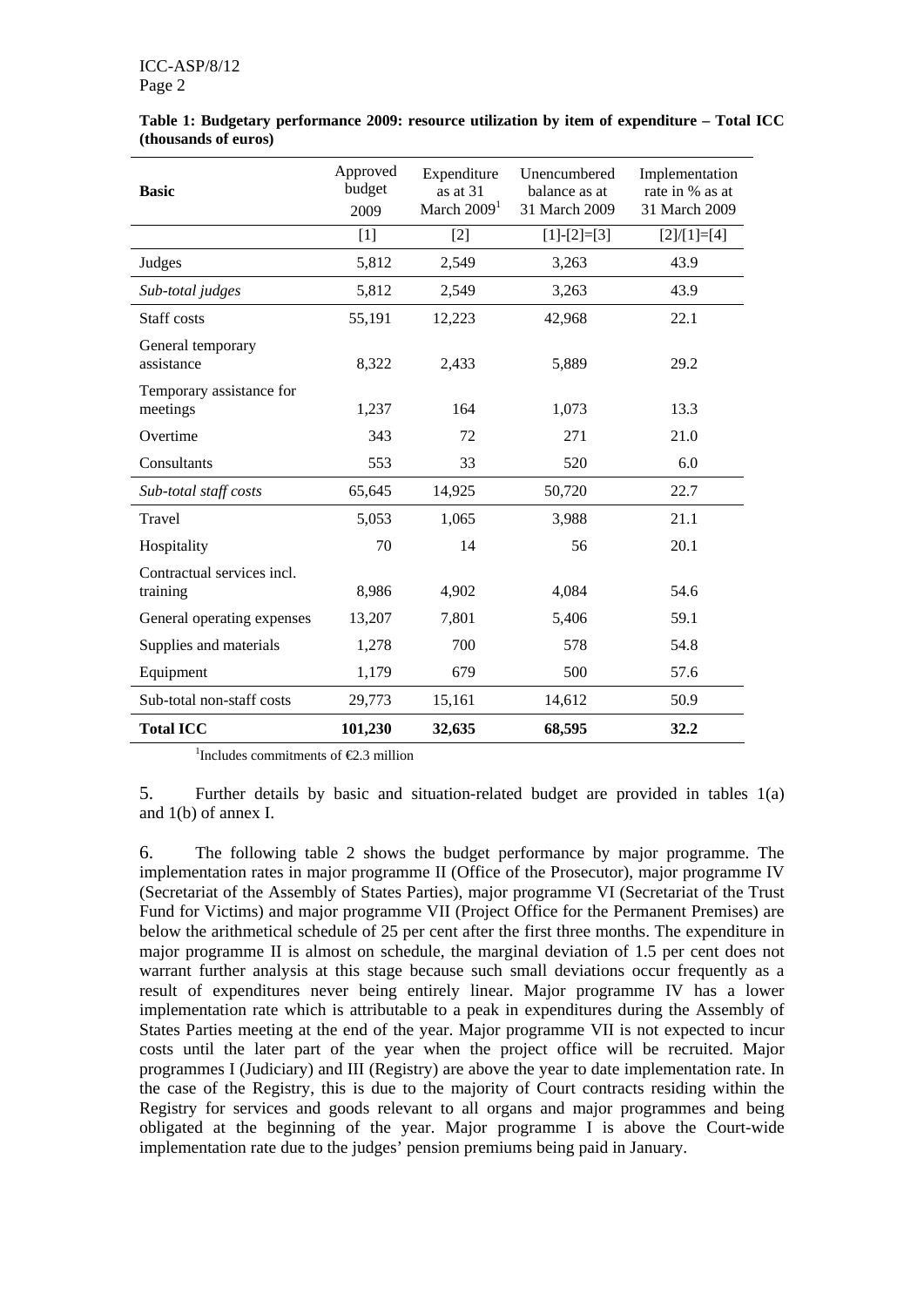**Table 1: Budgetary performance 2009: resource utilization by item of expenditure – Total ICC (thousands of euros)**

| **Basic** | Approved budget 2009 | Expenditure as at 31 March 2009[1] | Unencumbered balance as at 31 March 2009 | Implementation rate in % as at 31 March 2009 |
|---|---|---|---|---|
| | [1] | [2] | [1]-[2]=[3] | [2]/[1]=[4] |
| Judges | 5,812 | 2,549 | 3,263 | 43.9 |
| *Sub-total judges* | 5,812 | 2,549 | 3,263 | 43.9 |
| Staff costs | 55,191 | 12,223 | 42,968 | 22.1 |
| General temporary assistance | 8,322 | 2,433 | 5,889 | 29.2 |
| Temporary assistance for meetings | 1,237 | 164 | 1,073 | 13.3 |
| Overtime | 343 | 72 | 271 | 21.0 |
| Consultants | 553 | 33 | 520 | 6.0 |
| *Sub-total staff costs* | 65,645 | 14,925 | 50,720 | 22.7 |
| Travel | 5,053 | 1,065 | 3,988 | 21.1 |
| Hospitality | 70 | 14 | 56 | 20.1 |
| Contractual services incl. training | 8,986 | 4,902 | 4,084 | 54.6 |
| General operating expenses | 13,207 | 7,801 | 5,406 | 59.1 |
| Supplies and materials | 1,278 | 700 | 578 | 54.8 |
| Equipment | 1,179 | 679 | 500 | 57.6 |
| Sub-total non-staff costs | 29,773 | 15,161 | 14,612 | 50.9 |
| **Total ICC** | **101,230** | **32,635** | **68,595** | **32.2** |

[1]Includes commitments of €2.3 million

5. Further details by basic and situation-related budget are provided in tables 1(a) and 1(b) of annex I.

6. The following table 2 shows the budget performance by major programme. The implementation rates in major programme II (Office of the Prosecutor), major programme IV (Secretariat of the Assembly of States Parties), major programme VI (Secretariat of the Trust Fund for Victims) and major programme VII (Project Office for the Permanent Premises) are below the arithmetical schedule of 25 per cent after the first three months. The expenditure in major programme II is almost on schedule, the marginal deviation of 1.5 per cent does not warrant further analysis at this stage because such small deviations occur frequently as a result of expenditures never being entirely linear. Major programme IV has a lower implementation rate which is attributable to a peak in expenditures during the Assembly of States Parties meeting at the end of the year. Major programme VII is not expected to incur costs until the later part of the year when the project office will be recruited. Major programmes I (Judiciary) and III (Registry) are above the year to date implementation rate. In the case of the Registry, this is due to the majority of Court contracts residing within the Registry for services and goods relevant to all organs and major programmes and being obligated at the beginning of the year. Major programme I is above the Court-wide implementation rate due to the judges' pension premiums being paid in January.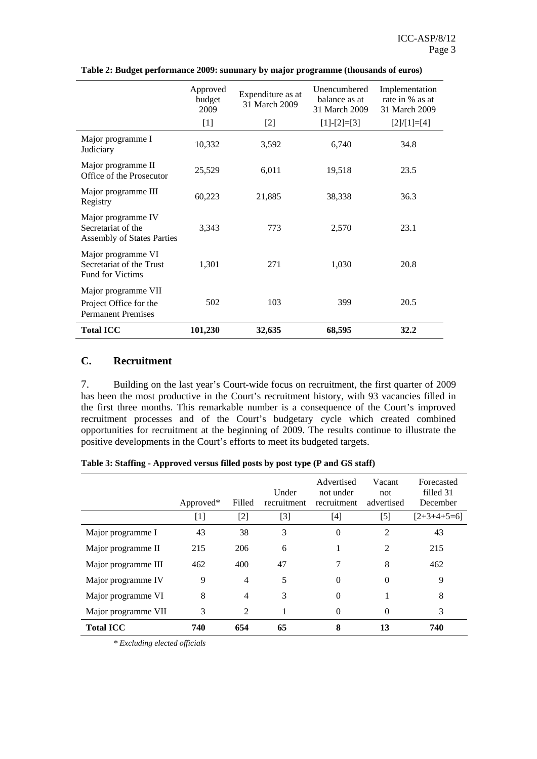**Table 2: Budget performance 2009: summary by major programme (thousands of euros)**

| | Approved budget 2009 | Expenditure as at 31 March 2009 | Unencumbered balance as at 31 March 2009 | Implementation rate in % as at 31 March 2009 |
|---|---|---|---|---|
| | [1] | [2] | [1]-[2]=[3] | [2]/[1]=[4] |
| Major programme I Judiciary | 10,332 | 3,592 | 6,740 | 34.8 |
| Major programme II Office of the Prosecutor | 25,529 | 6,011 | 19,518 | 23.5 |
| Major programme III Registry | 60,223 | 21,885 | 38,338 | 36.3 |
| Major programme IV Secretariat of the Assembly of States Parties | 3,343 | 773 | 2,570 | 23.1 |
| Major programme VI Secretariat of the Trust Fund for Victims | 1,301 | 271 | 1,030 | 20.8 |
| Major programme VII Project Office for the Permanent Premises | 502 | 103 | 399 | 20.5 |
| **Total ICC** | **101,230** | **32,635** | **68,595** | **32.2** |

## C. Recruitment

7. Building on the last year's Court-wide focus on recruitment, the first quarter of 2009 has been the most productive in the Court's recruitment history, with 93 vacancies filled in the first three months. This remarkable number is a consequence of the Court's improved recruitment processes and of the Court's budgetary cycle which created combined opportunities for recruitment at the beginning of 2009. The results continue to illustrate the positive developments in the Court's efforts to meet its budgeted targets.

**Table 3: Staffing - Approved versus filled posts by post type (P and GS staff)**

| | Approved* | Filled | Under recruitment | Advertised not under recruitment | Vacant not advertised | Forecasted filled 31 December |
|---|---|---|---|---|---|---|
| | [1] | [2] | [3] | [4] | [5] | [2+3+4+5=6] |
| Major programme I | 43 | 38 | 3 | 0 | 2 | 43 |
| Major programme II | 215 | 206 | 6 | 1 | 2 | 215 |
| Major programme III | 462 | 400 | 47 | 7 | 8 | 462 |
| Major programme IV | 9 | 4 | 5 | 0 | 0 | 9 |
| Major programme VI | 8 | 4 | 3 | 0 | 1 | 8 |
| Major programme VII | 3 | 2 | 1 | 0 | 0 | 3 |
| **Total ICC** | **740** | **654** | **65** | **8** | **13** | **740** |

*\* Excluding elected officials*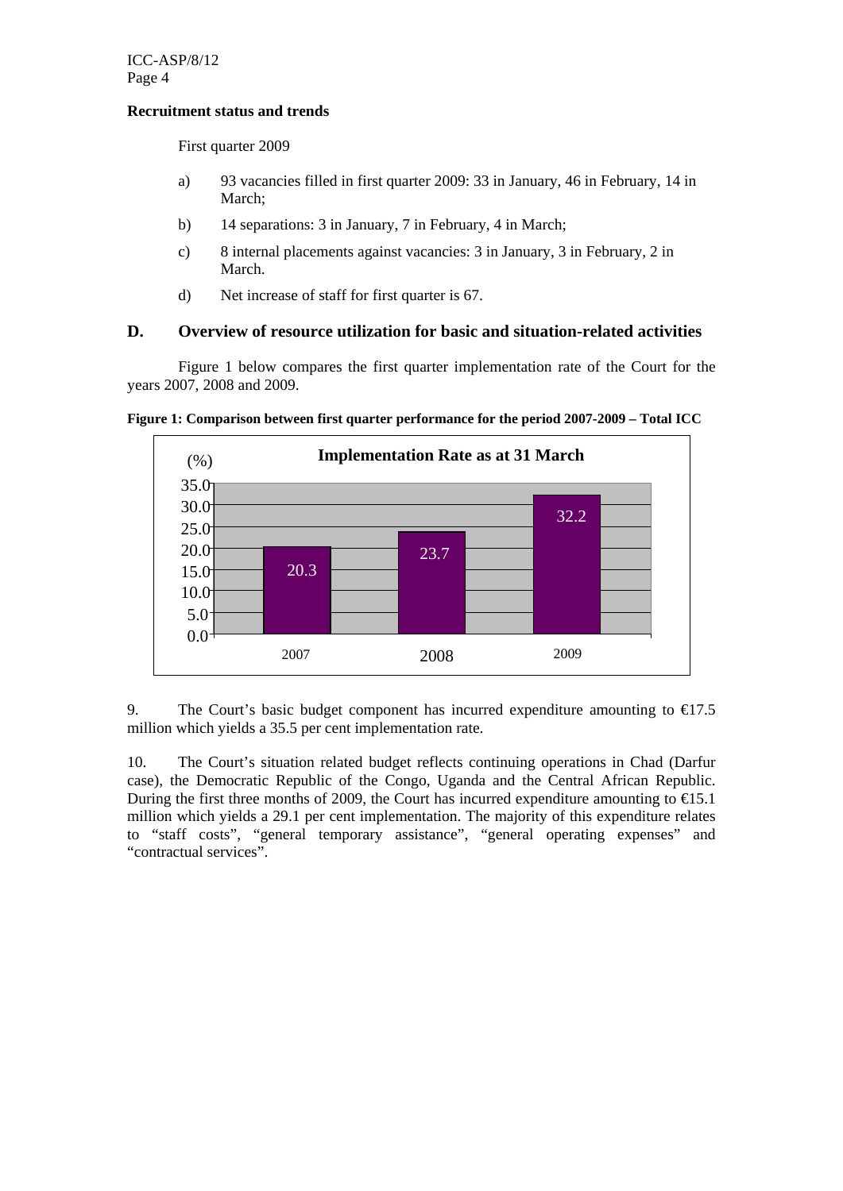**Recruitment status and trends**

First quarter 2009

a) 93 vacancies filled in first quarter 2009: 33 in January, 46 in February, 14 in March;

b) 14 separations: 3 in January, 7 in February, 4 in March;

c) 8 internal placements against vacancies: 3 in January, 3 in February, 2 in March.

d) Net increase of staff for first quarter is 67.

## D. Overview of resource utilization for basic and situation-related activities

Figure 1 below compares the first quarter implementation rate of the Court for the years 2007, 2008 and 2009.

**Figure 1: Comparison between first quarter performance for the period 2007-2009 – Total ICC**

**Implementation Rate as at 31 March** (%)

| Year | Implementation Rate (%) |
|---|---|
| 2007 | 20.3 |
| 2008 | 23.7 |
| 2009 | 32.2 |

9. The Court's basic budget component has incurred expenditure amounting to €17.5 million which yields a 35.5 per cent implementation rate.

10. The Court's situation related budget reflects continuing operations in Chad (Darfur case), the Democratic Republic of the Congo, Uganda and the Central African Republic. During the first three months of 2009, the Court has incurred expenditure amounting to €15.1 million which yields a 29.1 per cent implementation. The majority of this expenditure relates to "staff costs", "general temporary assistance", "general operating expenses" and "contractual services".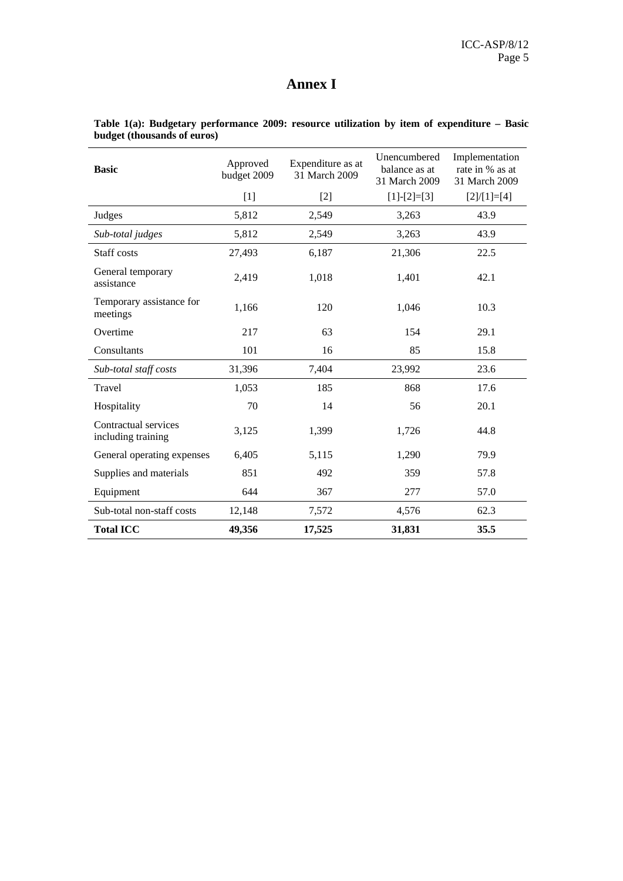# Annex I

**Table 1(a): Budgetary performance 2009: resource utilization by item of expenditure – Basic budget (thousands of euros)**

| **Basic** | Approved budget 2009 | Expenditure as at 31 March 2009 | Unencumbered balance as at 31 March 2009 | Implementation rate in % as at 31 March 2009 |
|---|---|---|---|---|
| | [1] | [2] | [1]-[2]=[3] | [2]/[1]=[4] |
| Judges | 5,812 | 2,549 | 3,263 | 43.9 |
| *Sub-total judges* | 5,812 | 2,549 | 3,263 | 43.9 |
| Staff costs | 27,493 | 6,187 | 21,306 | 22.5 |
| General temporary assistance | 2,419 | 1,018 | 1,401 | 42.1 |
| Temporary assistance for meetings | 1,166 | 120 | 1,046 | 10.3 |
| Overtime | 217 | 63 | 154 | 29.1 |
| Consultants | 101 | 16 | 85 | 15.8 |
| *Sub-total staff costs* | 31,396 | 7,404 | 23,992 | 23.6 |
| Travel | 1,053 | 185 | 868 | 17.6 |
| Hospitality | 70 | 14 | 56 | 20.1 |
| Contractual services including training | 3,125 | 1,399 | 1,726 | 44.8 |
| General operating expenses | 6,405 | 5,115 | 1,290 | 79.9 |
| Supplies and materials | 851 | 492 | 359 | 57.8 |
| Equipment | 644 | 367 | 277 | 57.0 |
| Sub-total non-staff costs | 12,148 | 7,572 | 4,576 | 62.3 |
| **Total ICC** | **49,356** | **17,525** | **31,831** | **35.5** |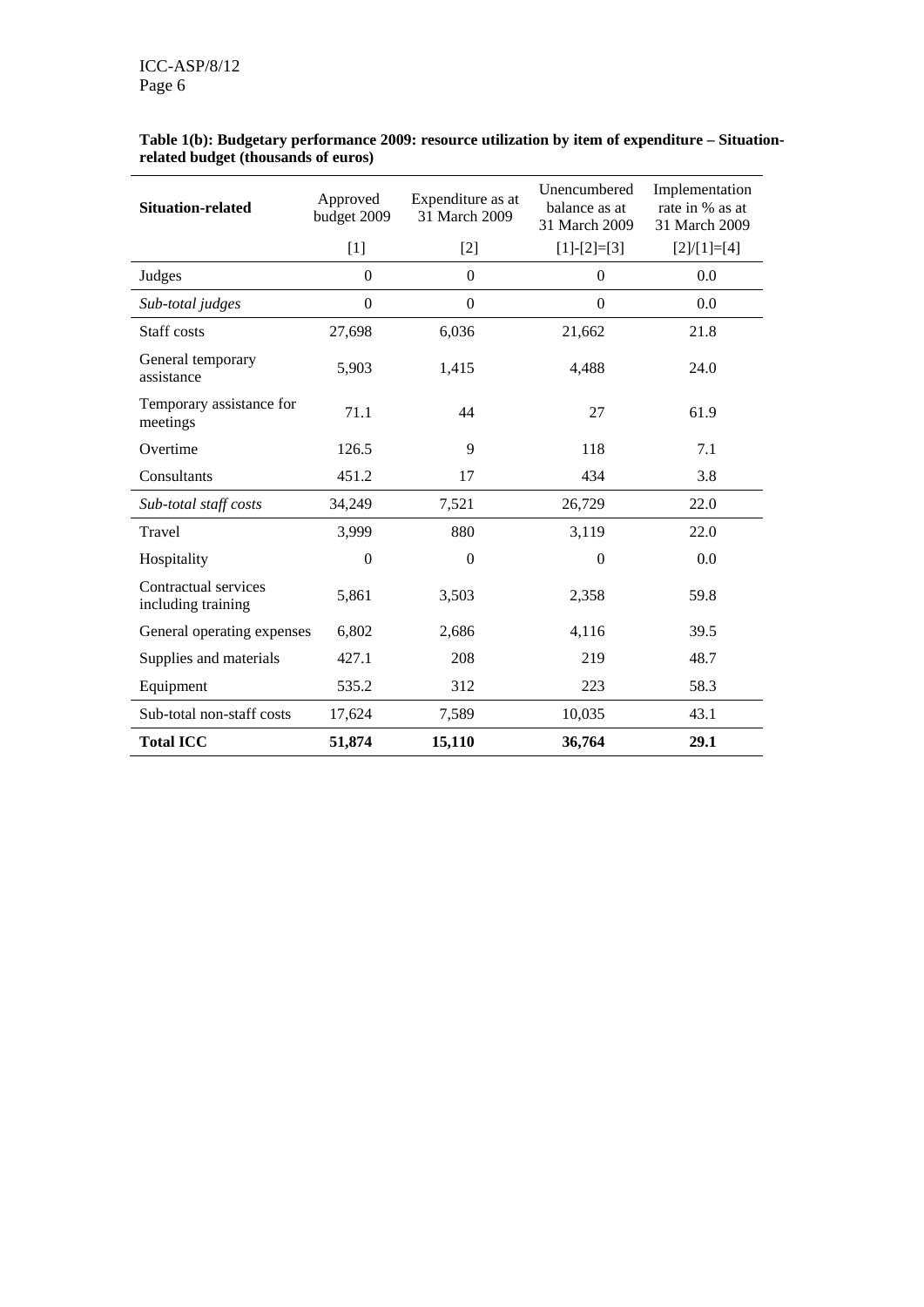**Table 1(b): Budgetary performance 2009: resource utilization by item of expenditure – Situation-related budget (thousands of euros)**

| Situation-related | Approved budget 2009 | Expenditure as at 31 March 2009 | Unencumbered balance as at 31 March 2009 | Implementation rate in % as at 31 March 2009 |
|---|---|---|---|---|
| | [1] | [2] | [1]-[2]=[3] | [2]/[1]=[4] |
| Judges | 0 | 0 | 0 | 0.0 |
| *Sub-total judges* | 0 | 0 | 0 | 0.0 |
| Staff costs | 27,698 | 6,036 | 21,662 | 21.8 |
| General temporary assistance | 5,903 | 1,415 | 4,488 | 24.0 |
| Temporary assistance for meetings | 71.1 | 44 | 27 | 61.9 |
| Overtime | 126.5 | 9 | 118 | 7.1 |
| Consultants | 451.2 | 17 | 434 | 3.8 |
| *Sub-total staff costs* | 34,249 | 7,521 | 26,729 | 22.0 |
| Travel | 3,999 | 880 | 3,119 | 22.0 |
| Hospitality | 0 | 0 | 0 | 0.0 |
| Contractual services including training | 5,861 | 3,503 | 2,358 | 59.8 |
| General operating expenses | 6,802 | 2,686 | 4,116 | 39.5 |
| Supplies and materials | 427.1 | 208 | 219 | 48.7 |
| Equipment | 535.2 | 312 | 223 | 58.3 |
| Sub-total non-staff costs | 17,624 | 7,589 | 10,035 | 43.1 |
| **Total ICC** | **51,874** | **15,110** | **36,764** | **29.1** |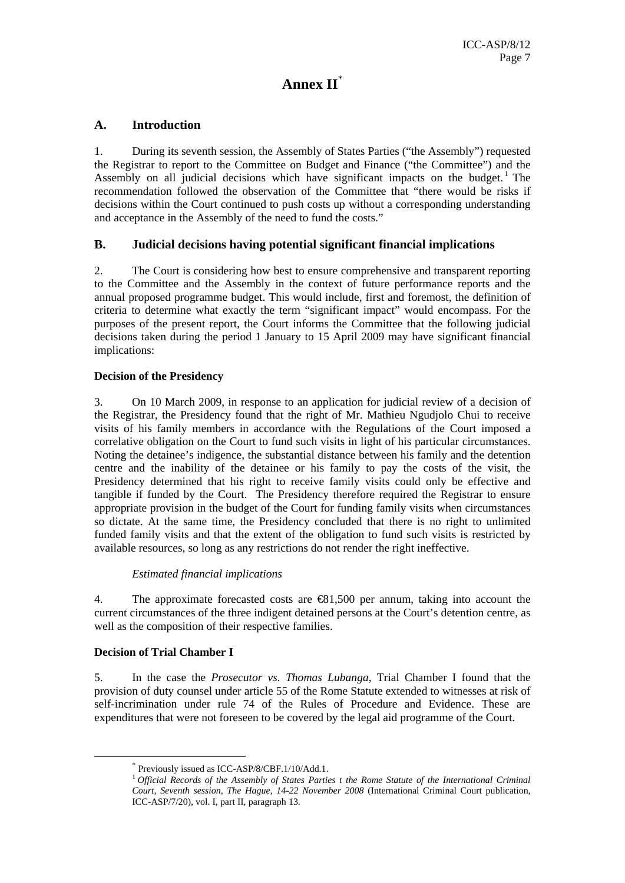# Annex II[*]

## A. Introduction

1. During its seventh session, the Assembly of States Parties ("the Assembly") requested the Registrar to report to the Committee on Budget and Finance ("the Committee") and the Assembly on all judicial decisions which have significant impacts on the budget.[1] The recommendation followed the observation of the Committee that "there would be risks if decisions within the Court continued to push costs up without a corresponding understanding and acceptance in the Assembly of the need to fund the costs."

## B. Judicial decisions having potential significant financial implications

2. The Court is considering how best to ensure comprehensive and transparent reporting to the Committee and the Assembly in the context of future performance reports and the annual proposed programme budget. This would include, first and foremost, the definition of criteria to determine what exactly the term "significant impact" would encompass. For the purposes of the present report, the Court informs the Committee that the following judicial decisions taken during the period 1 January to 15 April 2009 may have significant financial implications:

**Decision of the Presidency**

3. On 10 March 2009, in response to an application for judicial review of a decision of the Registrar, the Presidency found that the right of Mr. Mathieu Ngudjolo Chui to receive visits of his family members in accordance with the Regulations of the Court imposed a correlative obligation on the Court to fund such visits in light of his particular circumstances. Noting the detainee's indigence, the substantial distance between his family and the detention centre and the inability of the detainee or his family to pay the costs of the visit, the Presidency determined that his right to receive family visits could only be effective and tangible if funded by the Court. The Presidency therefore required the Registrar to ensure appropriate provision in the budget of the Court for funding family visits when circumstances so dictate. At the same time, the Presidency concluded that there is no right to unlimited funded family visits and that the extent of the obligation to fund such visits is restricted by available resources, so long as any restrictions do not render the right ineffective.

*Estimated financial implications*

4. The approximate forecasted costs are €81,500 per annum, taking into account the current circumstances of the three indigent detained persons at the Court's detention centre, as well as the composition of their respective families.

**Decision of Trial Chamber I**

5. In the case the *Prosecutor vs. Thomas Lubanga*, Trial Chamber I found that the provision of duty counsel under article 55 of the Rome Statute extended to witnesses at risk of self-incrimination under rule 74 of the Rules of Procedure and Evidence. These are expenditures that were not foreseen to be covered by the legal aid programme of the Court.

---

[*] Previously issued as ICC-ASP/8/CBF.1/10/Add.1.

[1] *Official Records of the Assembly of States Parties t the Rome Statute of the International Criminal Court, Seventh session, The Hague, 14-22 November 2008* (International Criminal Court publication, ICC-ASP/7/20), vol. I, part II, paragraph 13.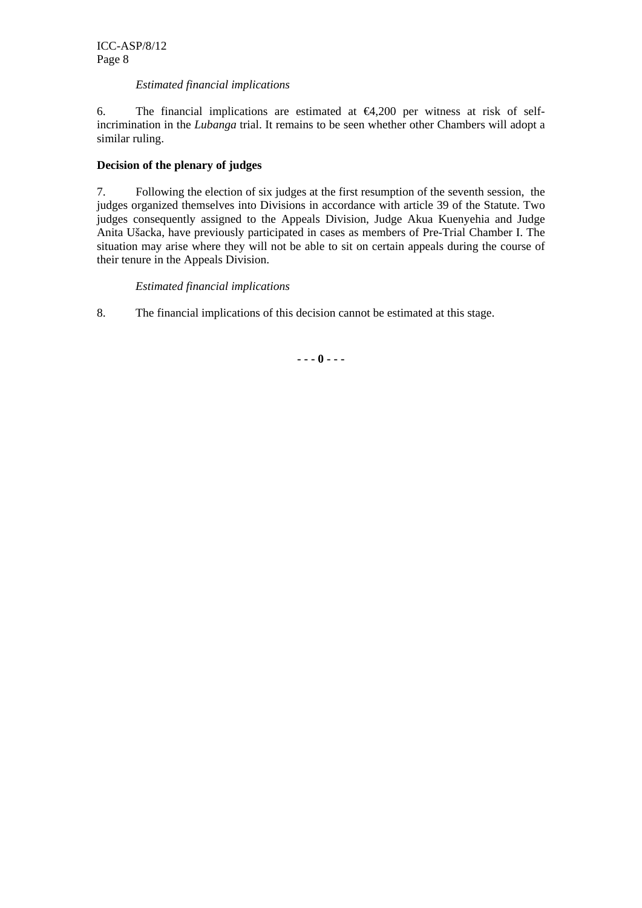*Estimated financial implications*

6. The financial implications are estimated at €4,200 per witness at risk of self-incrimination in the *Lubanga* trial. It remains to be seen whether other Chambers will adopt a similar ruling.

**Decision of the plenary of judges**

7. Following the election of six judges at the first resumption of the seventh session, the judges organized themselves into Divisions in accordance with article 39 of the Statute. Two judges consequently assigned to the Appeals Division, Judge Akua Kuenyehia and Judge Anita Ušacka, have previously participated in cases as members of Pre-Trial Chamber I. The situation may arise where they will not be able to sit on certain appeals during the course of their tenure in the Appeals Division.

*Estimated financial implications*

8. The financial implications of this decision cannot be estimated at this stage.

**- - - 0 - - -**